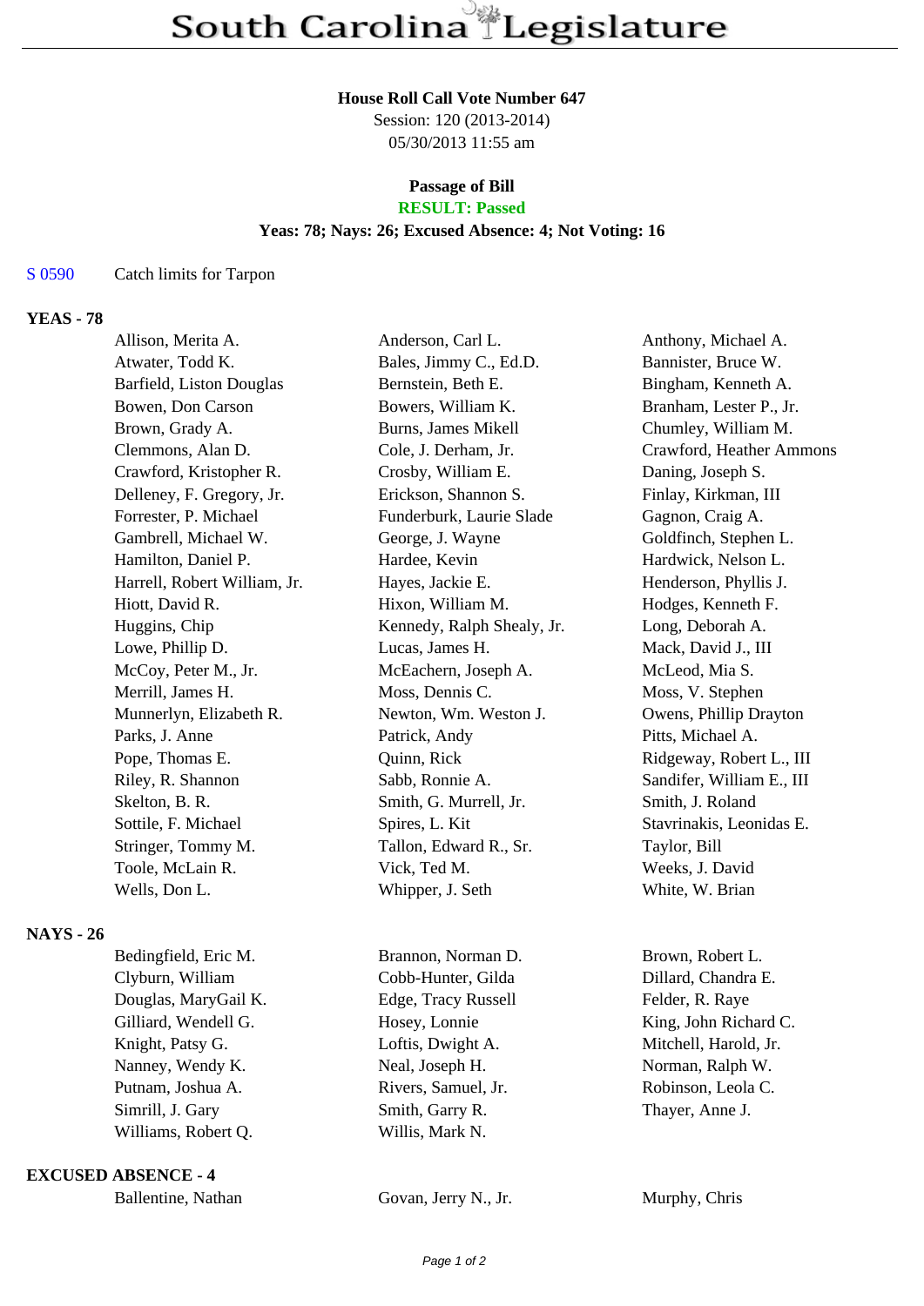# South Carolina Legislature

**House Roll Call Vote Number 647**
Session: 120 (2013-2014)
05/30/2013 11:55 am

**Passage of Bill**
**RESULT: Passed**
**Yeas: 78; Nays: 26; Excused Absence: 4; Not Voting: 16**

S 0590 Catch limits for Tarpon

**YEAS - 78**

| | | |
|---|---|---|
| Allison, Merita A. | Anderson, Carl L. | Anthony, Michael A. |
| Atwater, Todd K. | Bales, Jimmy C., Ed.D. | Bannister, Bruce W. |
| Barfield, Liston Douglas | Bernstein, Beth E. | Bingham, Kenneth A. |
| Bowen, Don Carson | Bowers, William K. | Branham, Lester P., Jr. |
| Brown, Grady A. | Burns, James Mikell | Chumley, William M. |
| Clemmons, Alan D. | Cole, J. Derham, Jr. | Crawford, Heather Ammons |
| Crawford, Kristopher R. | Crosby, William E. | Daning, Joseph S. |
| Delleney, F. Gregory, Jr. | Erickson, Shannon S. | Finlay, Kirkman, III |
| Forrester, P. Michael | Funderburk, Laurie Slade | Gagnon, Craig A. |
| Gambrell, Michael W. | George, J. Wayne | Goldfinch, Stephen L. |
| Hamilton, Daniel P. | Hardee, Kevin | Hardwick, Nelson L. |
| Harrell, Robert William, Jr. | Hayes, Jackie E. | Henderson, Phyllis J. |
| Hiott, David R. | Hixon, William M. | Hodges, Kenneth F. |
| Huggins, Chip | Kennedy, Ralph Shealy, Jr. | Long, Deborah A. |
| Lowe, Phillip D. | Lucas, James H. | Mack, David J., III |
| McCoy, Peter M., Jr. | McEachern, Joseph A. | McLeod, Mia S. |
| Merrill, James H. | Moss, Dennis C. | Moss, V. Stephen |
| Munnerlyn, Elizabeth R. | Newton, Wm. Weston J. | Owens, Phillip Drayton |
| Parks, J. Anne | Patrick, Andy | Pitts, Michael A. |
| Pope, Thomas E. | Quinn, Rick | Ridgeway, Robert L., III |
| Riley, R. Shannon | Sabb, Ronnie A. | Sandifer, William E., III |
| Skelton, B. R. | Smith, G. Murrell, Jr. | Smith, J. Roland |
| Sottile, F. Michael | Spires, L. Kit | Stavrinakis, Leonidas E. |
| Stringer, Tommy M. | Tallon, Edward R., Sr. | Taylor, Bill |
| Toole, McLain R. | Vick, Ted M. | Weeks, J. David |
| Wells, Don L. | Whipper, J. Seth | White, W. Brian |

**NAYS - 26**

| | | |
|---|---|---|
| Bedingfield, Eric M. | Brannon, Norman D. | Brown, Robert L. |
| Clyburn, William | Cobb-Hunter, Gilda | Dillard, Chandra E. |
| Douglas, MaryGail K. | Edge, Tracy Russell | Felder, R. Raye |
| Gilliard, Wendell G. | Hosey, Lonnie | King, John Richard C. |
| Knight, Patsy G. | Loftis, Dwight A. | Mitchell, Harold, Jr. |
| Nanney, Wendy K. | Neal, Joseph H. | Norman, Ralph W. |
| Putnam, Joshua A. | Rivers, Samuel, Jr. | Robinson, Leola C. |
| Simrill, J. Gary | Smith, Garry R. | Thayer, Anne J. |
| Williams, Robert Q. | Willis, Mark N. | |

**EXCUSED ABSENCE - 4**

| | | |
|---|---|---|
| Ballentine, Nathan | Govan, Jerry N., Jr. | Murphy, Chris |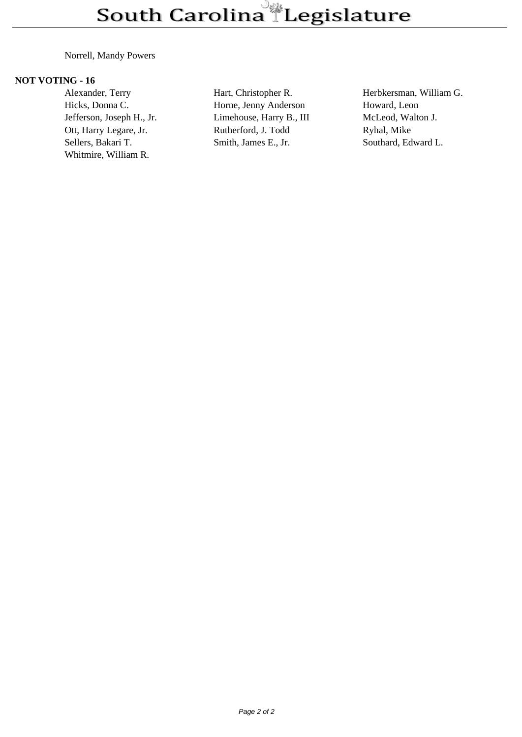Norrell, Mandy Powers

**NOT VOTING - 16**

| | | |
|---|---|---|
| Alexander, Terry | Hart, Christopher R. | Herbkersman, William G. |
| Hicks, Donna C. | Horne, Jenny Anderson | Howard, Leon |
| Jefferson, Joseph H., Jr. | Limehouse, Harry B., III | McLeod, Walton J. |
| Ott, Harry Legare, Jr. | Rutherford, J. Todd | Ryhal, Mike |
| Sellers, Bakari T. | Smith, James E., Jr. | Southard, Edward L. |
| Whitmire, William R. | | |